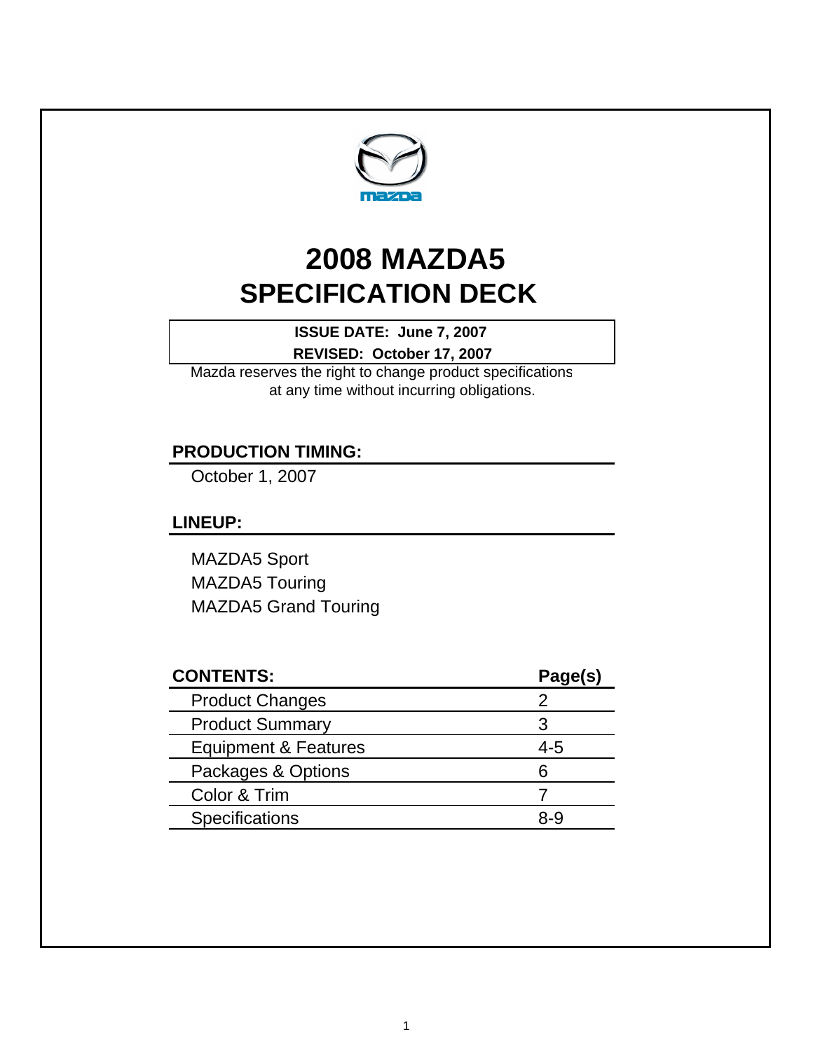# 2008 MAZDA5
# SPECIFICATION DECK

**ISSUE DATE: June 7, 2007**
**REVISED: October 17, 2007**

Mazda reserves the right to change product specifications at any time without incurring obligations.

## PRODUCTION TIMING:

October 1, 2007

## LINEUP:

MAZDA5 Sport
MAZDA5 Touring
MAZDA5 Grand Touring

| CONTENTS: | Page(s) |
|---|---|
| Product Changes | 2 |
| Product Summary | 3 |
| Equipment & Features | 4-5 |
| Packages & Options | 6 |
| Color & Trim | 7 |
| Specifications | 8-9 |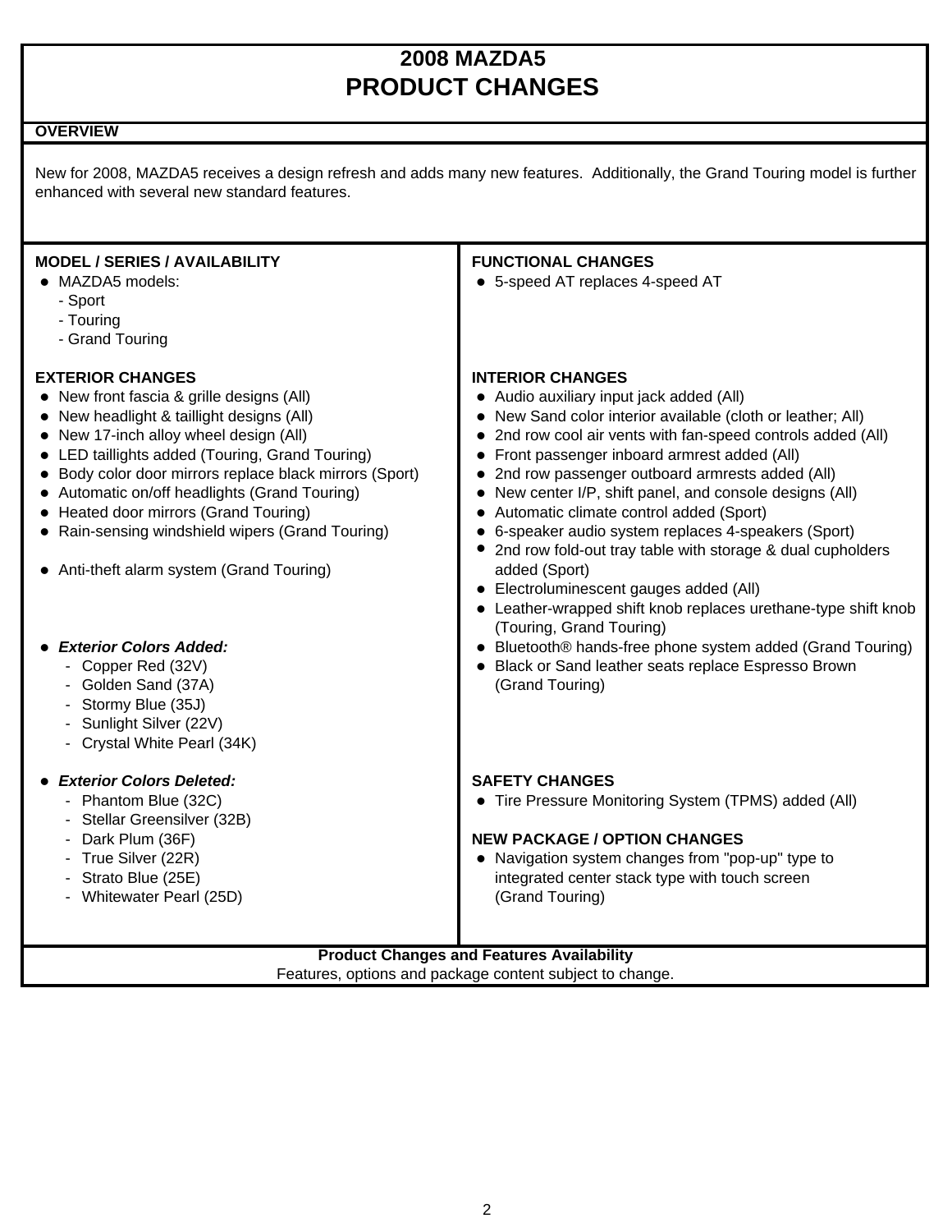# 2008 MAZDA5
# PRODUCT CHANGES

## OVERVIEW

New for 2008, MAZDA5 receives a design refresh and adds many new features. Additionally, the Grand Touring model is further enhanced with several new standard features.

### MODEL / SERIES / AVAILABILITY

- MAZDA5 models:
  - Sport
  - Touring
  - Grand Touring

### EXTERIOR CHANGES

- New front fascia & grille designs (All)
- New headlight & taillight designs (All)
- New 17-inch alloy wheel design (All)
- LED taillights added (Touring, Grand Touring)
- Body color door mirrors replace black mirrors (Sport)
- Automatic on/off headlights (Grand Touring)
- Heated door mirrors (Grand Touring)
- Rain-sensing windshield wipers (Grand Touring)
- Anti-theft alarm system (Grand Touring)
- ***Exterior Colors Added:***
  - Copper Red (32V)
  - Golden Sand (37A)
  - Stormy Blue (35J)
  - Sunlight Silver (22V)
  - Crystal White Pearl (34K)
- ***Exterior Colors Deleted:***
  - Phantom Blue (32C)
  - Stellar Greensilver (32B)
  - Dark Plum (36F)
  - True Silver (22R)
  - Strato Blue (25E)
  - Whitewater Pearl (25D)

### FUNCTIONAL CHANGES

- 5-speed AT replaces 4-speed AT

### INTERIOR CHANGES

- Audio auxiliary input jack added (All)
- New Sand color interior available (cloth or leather; All)
- 2nd row cool air vents with fan-speed controls added (All)
- Front passenger inboard armrest added (All)
- 2nd row passenger outboard armrests added (All)
- New center I/P, shift panel, and console designs (All)
- Automatic climate control added (Sport)
- 6-speaker audio system replaces 4-speakers (Sport)
- 2nd row fold-out tray table with storage & dual cupholders added (Sport)
- Electroluminescent gauges added (All)
- Leather-wrapped shift knob replaces urethane-type shift knob (Touring, Grand Touring)
- Bluetooth® hands-free phone system added (Grand Touring)
- Black or Sand leather seats replace Espresso Brown (Grand Touring)

### SAFETY CHANGES

- Tire Pressure Monitoring System (TPMS) added (All)

### NEW PACKAGE / OPTION CHANGES

- Navigation system changes from "pop-up" type to integrated center stack type with touch screen (Grand Touring)

**Product Changes and Features Availability**
Features, options and package content subject to change.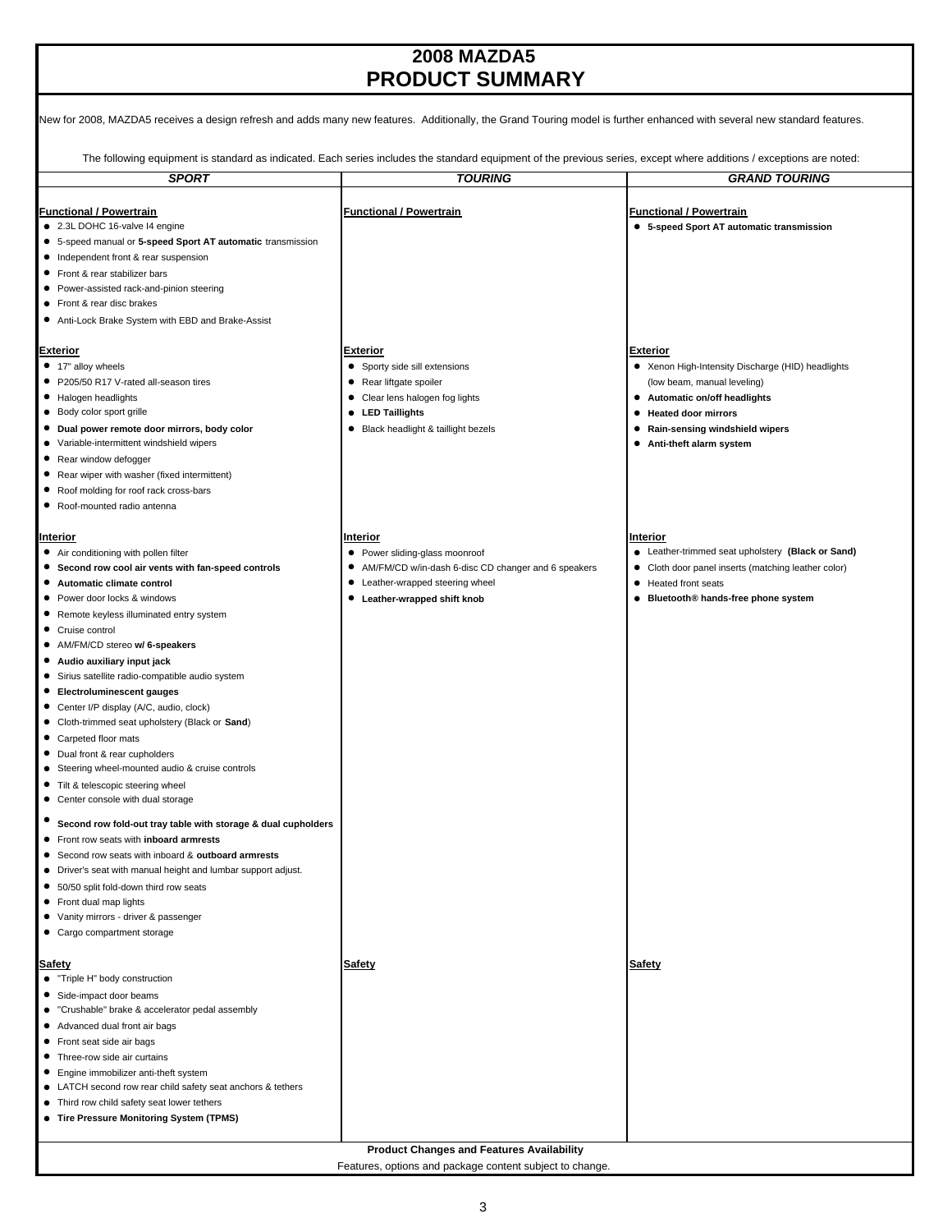# 2008 MAZDA5
# PRODUCT SUMMARY

New for 2008, MAZDA5 receives a design refresh and adds many new features. Additionally, the Grand Touring model is further enhanced with several new standard features.

The following equipment is standard as indicated. Each series includes the standard equipment of the previous series, except where additions / exceptions are noted:

| *SPORT* | *TOURING* | *GRAND TOURING* |
|---|---|---|
| **Functional / Powertrain** | **Functional / Powertrain** | **Functional / Powertrain** |
| ● 2.3L DOHC 16-valve I4 engine | | ● **5-speed Sport AT automatic transmission** |
| ● 5-speed manual or **5-speed Sport AT automatic** transmission | | |
| ● Independent front & rear suspension | | |
| ● Front & rear stabilizer bars | | |
| ● Power-assisted rack-and-pinion steering | | |
| ● Front & rear disc brakes | | |
| ● Anti-Lock Brake System with EBD and Brake-Assist | | |
| **Exterior** | **Exterior** | **Exterior** |
| ● 17" alloy wheels | ● Sporty side sill extensions | ● Xenon High-Intensity Discharge (HID) headlights (low beam, manual leveling) |
| ● P205/50 R17 V-rated all-season tires | ● Rear liftgate spoiler | ● **Automatic on/off headlights** |
| ● Halogen headlights | ● Clear lens halogen fog lights | ● **Heated door mirrors** |
| ● Body color sport grille | ● **LED Taillights** | ● **Rain-sensing windshield wipers** |
| ● **Dual power remote door mirrors, body color** | ● Black headlight & taillight bezels | ● **Anti-theft alarm system** |
| ● Variable-intermittent windshield wipers | | |
| ● Rear window defogger | | |
| ● Rear wiper with washer (fixed intermittent) | | |
| ● Roof molding for roof rack cross-bars | | |
| ● Roof-mounted radio antenna | | |
| **Interior** | **Interior** | **Interior** |
| ● Air conditioning with pollen filter | ● Power sliding-glass moonroof | ● Leather-trimmed seat upholstery **(Black or Sand)** |
| ● **Second row cool air vents with fan-speed controls** | ● AM/FM/CD w/in-dash 6-disc CD changer and 6 speakers | ● Cloth door panel inserts (matching leather color) |
| ● **Automatic climate control** | ● Leather-wrapped steering wheel | ● Heated front seats |
| ● Power door locks & windows | ● **Leather-wrapped shift knob** | ● **Bluetooth® hands-free phone system** |
| ● Remote keyless illuminated entry system | | |
| ● Cruise control | | |
| ● AM/FM/CD stereo **w/ 6-speakers** | | |
| ● **Audio auxiliary input jack** | | |
| ● Sirius satellite radio-compatible audio system | | |
| ● **Electroluminescent gauges** | | |
| ● Center I/P display (A/C, audio, clock) | | |
| ● Cloth-trimmed seat upholstery (Black or **Sand**) | | |
| ● Carpeted floor mats | | |
| ● Dual front & rear cupholders | | |
| ● Steering wheel-mounted audio & cruise controls | | |
| ● Tilt & telescopic steering wheel | | |
| ● Center console with dual storage | | |
| ● **Second row fold-out tray table with storage & dual cupholders** | | |
| ● Front row seats with **inboard armrests** | | |
| ● Second row seats with inboard & **outboard armrests** | | |
| ● Driver's seat with manual height and lumbar support adjust. | | |
| ● 50/50 split fold-down third row seats | | |
| ● Front dual map lights | | |
| ● Vanity mirrors - driver & passenger | | |
| ● Cargo compartment storage | | |
| **Safety** | **Safety** | **Safety** |
| ● "Triple H" body construction | | |
| ● Side-impact door beams | | |
| ● "Crushable" brake & accelerator pedal assembly | | |
| ● Advanced dual front air bags | | |
| ● Front seat side air bags | | |
| ● Three-row side air curtains | | |
| ● Engine immobilizer anti-theft system | | |
| ● LATCH second row rear child safety seat anchors & tethers | | |
| ● Third row child safety seat lower tethers | | |
| ● **Tire Pressure Monitoring System (TPMS)** | | |

**Product Changes and Features Availability**

Features, options and package content subject to change.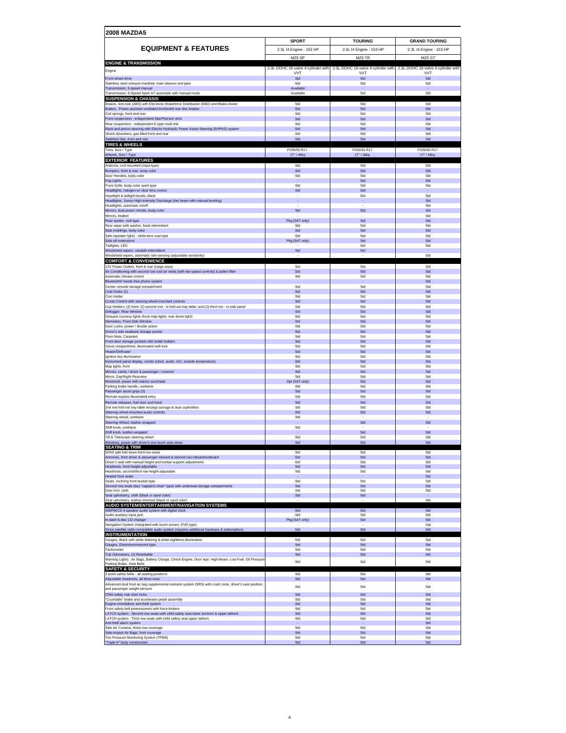## 2008 MAZDA5

| EQUIPMENT & FEATURES | SPORT | TOURING | GRAND TOURING |
|---|---|---|---|
| | 2.3L I4 Engine - 153 HP | 2.3L I4 Engine - 153 HP | 2.3L I4 Engine - 153 HP |
| | MZ5 SP | MZ5 TR | MZ5 GT |
| **ENGINE & TRANSMISSION** | | | |
| Engine | 2.3L DOHC 16-valve 4-cylinder with VVT | 2.3L DOHC 16-valve 4-cylinder with VVT | 2.3L DOHC 16-valve 4-cylinder with VVT |
| Front wheel drive | Std | Std | Std |
| Stainless steel exhaust manifold, main silencer and pipe | Std | Std | Std |
| Transmission, 5-speed manual | Available | - | - |
| Transmission, 5-Speed Sport AT automatic with manual mode | Available | Std | Std |
| **SUSPENSION & CHASSIS** | | | |
| Brakes, Anti-lock (ABS) with Electronic Brakeforce Distribution (EBD) and Brake-Assist | Std | Std | Std |
| Brakes, Power-assisted ventilated front/solid rear disc brakes | Std | Std | Std |
| Coil springs, front and rear | Std | Std | Std |
| Front suspension - Independent MacPherson strut | Std | Std | Std |
| Rear suspension - independent E-type multi-link | Std | Std | Std |
| Rack-and-pinion steering with Electro-Hydraulic Power Assist Steering (EHPAS) system | Std | Std | Std |
| Shock Absorbers, gas filled front and rear | Std | Std | Std |
| Stabilizer Bar, front and rear | Std | Std | Std |
| **TIRES & WHEELS** | | | |
| Tires, Size / Type | P205/50 R17 | P205/50 R17 | P205/50 R17 |
| Wheels, Size / Type | 17" / Alloy | 17" / Alloy | 17" / Alloy |
| **EXTERIOR FEATURES** | | | |
| Antenna, roof-mounted (mast-type) | Std | Std | Std |
| Bumpers, front & rear, body-color | Std | Std | Std |
| Door Handles, body-color | Std | Std | Std |
| Fog Lights | - | Std | Std |
| Front Grille, body-color sport-type | Std | Std | Std |
| Headlights, halogen w/ clear lens covers | Std | Std | - |
| Headlight & taillight bezels, black | - | Std | Std |
| Headlights, Xenon High-Intensity Discharge (low beam with manual leveling) | - | - | Std |
| Headlights, automatic on/off | - | - | Std |
| Mirrors, dual power remote, body-color | Std | Std | Std |
| Mirrors, heated | - | - | Std |
| Rear spoiler, roof type | Pkg (SAT only) | Std | Std |
| Rear wiper with washer, fixed-intermittent | Std | Std | Std |
| Side moldings, body-color | Std | Std | Std |
| Side repeater lights - white-lens oval type | Std | Std | Std |
| Side sill extensions | Pkg (SAT only) | Std | Std |
| Taillights, LED | - | Std | Std |
| Windshield wipers, variable-intermittent | Std | Std | - |
| Windshield wipers, automatic rain-sensing (adjustable sensitivity) | - | - | Std |
| **COMFORT & CONVENIENCE** | | | |
| 12V Power Outlets, front & rear (cargo area) | Std | Std | Std |
| Air Conditioning with second row cool air vents (with fan-speed controls) & pollen filter | Std | Std | Std |
| Automatic climate control | Std | Std | Std |
| Bluetooth® hands-free phone system | - | - | Std |
| Center console storage compartment | Std | Std | Std |
| Coat hooks (2) | Std | Std | Std |
| Coin holder | Std | Std | Std |
| Cruise Control with steering wheel-mounted controls | Std | Std | Std |
| Cup Holders, (2) front; (2) second row - in fold-out tray table; and (2) third row - in side panel | Std | Std | Std |
| Defogger, Rear Window | Std | Std | Std |
| Delayed courtesy lights (front map lights, rear dome light) | Std | Std | Std |
| Demisters, Front Side Window | Std | Std | Std |
| Door Locks, power / double action | Std | Std | Std |
| Driver's side seatback storage pocket | Std | Std | Std |
| Floor Mats, Carpeted | Std | Std | Std |
| Front door storage pockets with bottle holders | Std | Std | Std |
| Glove compartment, illuminated with lock | Std | Std | Std |
| Heater/Defroster | Std | Std | Std |
| Ignition key illumination | Std | Std | Std |
| Instrument panel display, center (clock, audio, A/C, outside temperature) | Std | Std | Std |
| Map lights, front | Std | Std | Std |
| Mirrors, vanity / driver & passenger / covered | Std | Std | Std |
| Mirror, Day/Night Rearview | Std | Std | Std |
| Moonroof, power with interior sunshade | Opt (SAT only) | Std | Std |
| Parking brake handle, urethane | Std | Std | Std |
| Passenger assist grips (3) | Std | Std | Std |
| Remote keyless illuminated entry | Std | Std | Std |
| Remote releases, fuel door and hood | Std | Std | Std |
| 2nd row fold-out tray table w/cargo storage & dual cupholders | Std | Std | Std |
| Steering wheel-mounted audio controls | Std | Std | Std |
| Steering wheel, urethane | Std | - | - |
| Steering Wheel, leather-wrapped | - | Std | Std |
| Shift knob, urethane | Std | - | - |
| Shift knob, leather-wrapped | - | Std | Std |
| Tilt & Telescopic steering wheel | Std | Std | Std |
| Windows, power with driver's one-touch auto-down | Std | Std | Std |
| **SEATING & TRIM** | | | |
| 50/50 split fold-down third row seats | Std | Std | Std |
| Armrests, front driver & passenger inboard & second row inboard/outboard | Std | Std | Std |
| Driver's seat with manual height and lumbar support adjustments | Std | Std | Std |
| Headrests, front height-adjustable | Std | Std | Std |
| Headrests, second/third row height-adjustable | Std | Std | Std |
| Heated front seats | - | - | Std |
| Seats, reclining front bucket type | Std | Std | Std |
| Second row seats (two "captain's chair" type) with underseat storage compartments | Std | Std | Std |
| Door trim, cloth | Std | Std | Std |
| Seat upholstery, cloth (black or sand color) | Std | Std | - |
| Seat upholstery, leather-trimmed (black or sand color) | - | - | Std |
| **AUDIO SYSTEM/ENTERTAINMENT/NAVIGATION SYSTEMS** | | | |
| AM/FM/CD 6-speaker audio system with digital clock | Std | Std | Std |
| Audio auxiliary input jack | Std | Std | Std |
| In-dash 6-disc CD changer | Pkg (SAT only) | Std | Std |
| Navigation System (integrated with touch screen, DVD type) | - | - | Opt |
| Sirius satellite radio-compatible audio system (requires additional hardware & subscription) | Std | Std | Std |
| **INSTRUMENTATION** | | | |
| Gauges, Black with white lettering & white nighttime illumination | Std | Std | Std |
| Gauges, Electroluminescent type | Std | Std | Std |
| Tachometer | Std | Std | Std |
| Trip Odometers, (2) Resettable | Std | Std | Std |
| Warning Lights: Air Bags, Battery Charge, Check Engine, Door Ajar, High-Beam, Low Fuel, Oil Pressure Parking Brake, Seat Belts | Std | Std | Std |
| **SAFETY & SECURITY** | | | |
| 3-point safety belts - all seating positions | Std | Std | Std |
| Adjustable headrests, all three rows | Std | Std | Std |
| Advanced dual front air bag supplemental restraint system (SRS) with crash zone, driver's seat position, and passenger weight sensors | Std | Std | Std |
| Child safety rear door locks | Std | Std | Std |
| "Crushable" brake and accelerator pedal assembly | Std | Std | Std |
| Engine-immobilizer anti-theft system | Std | Std | Std |
| Front safety-belt pretensioners with force-limiters | Std | Std | Std |
| LATCH system - Second row seats with child safety seat lower anchors & upper tethers | Std | Std | Std |
| LATCH system - Third row seats with child safety seat upper tethers | Std | Std | Std |
| Anti-theft alarm system | - | - | Std |
| Side Air Curtains, three-row coverage | Std | Std | Std |
| Side-impact Air Bags, front coverage | Std | Std | Std |
| Tire Pressure Monitoring System (TPMS) | Std | Std | Std |
| "Triple H" body construction | Std | Std | Std |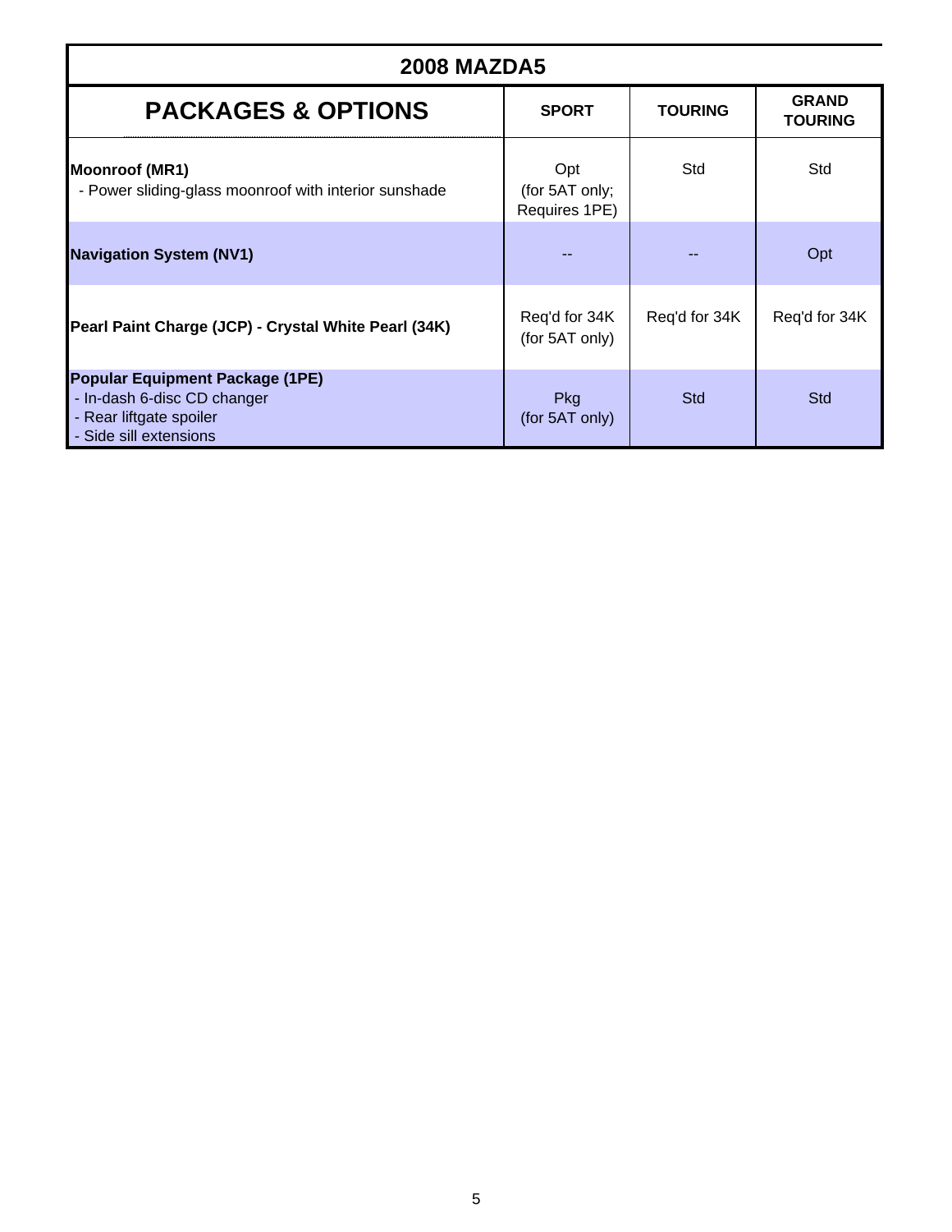## 2008 MAZDA5

| PACKAGES & OPTIONS | SPORT | TOURING | GRAND TOURING |
|---|---|---|---|
| **Moonroof (MR1)**<br>- Power sliding-glass moonroof with interior sunshade | Opt<br>(for 5AT only;<br>Requires 1PE) | Std | Std |
| **Navigation System (NV1)** | -- | -- | Opt |
| **Pearl Paint Charge (JCP) - Crystal White Pearl (34K)** | Req'd for 34K<br>(for 5AT only) | Req'd for 34K | Req'd for 34K |
| **Popular Equipment Package (1PE)**<br>- In-dash 6-disc CD changer<br>- Rear liftgate spoiler<br>- Side sill extensions | Pkg<br>(for 5AT only) | Std | Std |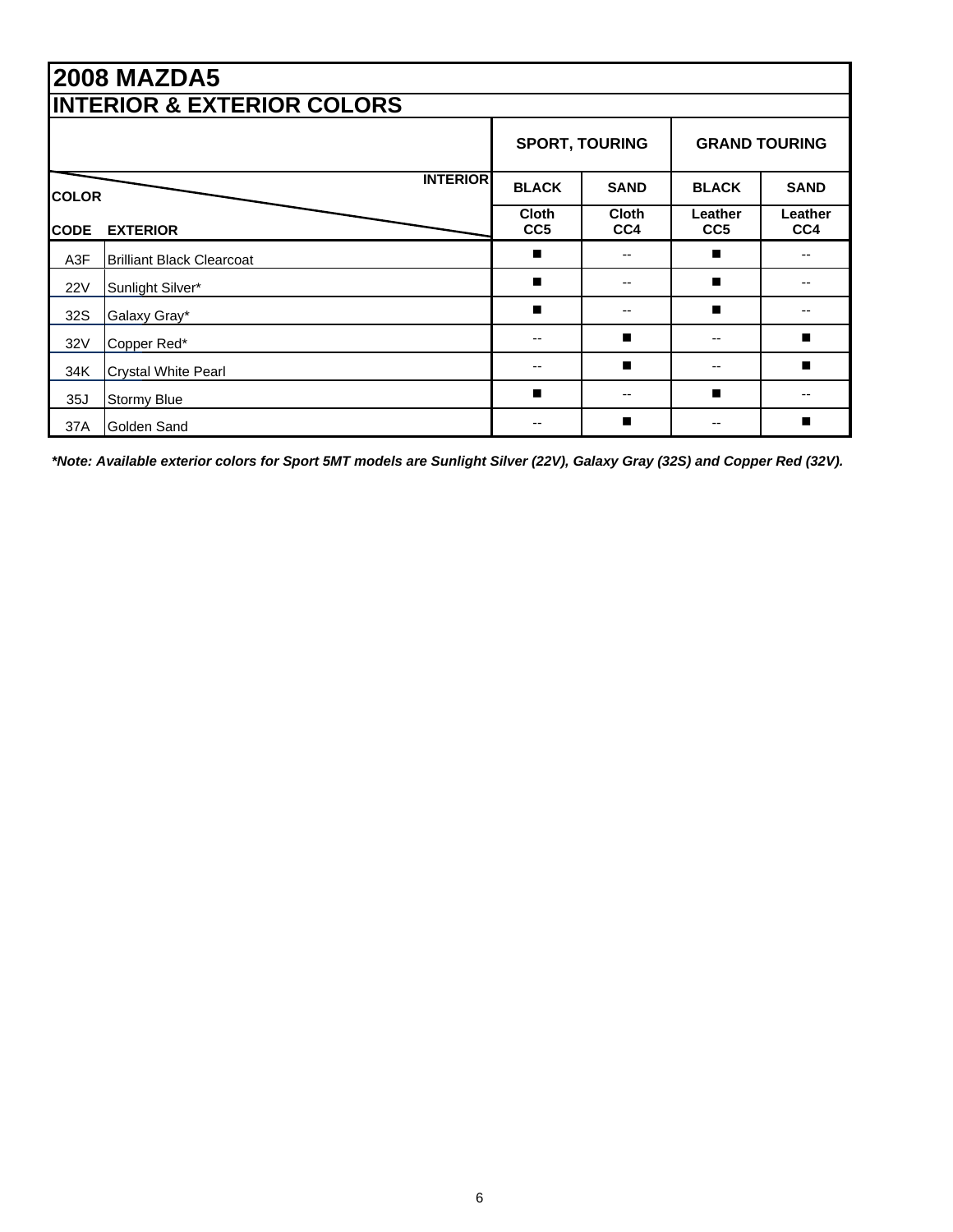# 2008 MAZDA5

## INTERIOR & EXTERIOR COLORS

| COLOR CODE | EXTERIOR \ INTERIOR | SPORT, TOURING | | GRAND TOURING | |
|---|---|---|---|---|---|
| | | BLACK | SAND | BLACK | SAND |
| | | Cloth CC5 | Cloth CC4 | Leather CC5 | Leather CC4 |
| A3F | Brilliant Black Clearcoat | ■ | -- | ■ | -- |
| 22V | Sunlight Silver* | ■ | -- | ■ | -- |
| 32S | Galaxy Gray* | ■ | -- | ■ | -- |
| 32V | Copper Red* | -- | ■ | -- | ■ |
| 34K | Crystal White Pearl | -- | ■ | -- | ■ |
| 35J | Stormy Blue | ■ | -- | ■ | -- |
| 37A | Golden Sand | -- | ■ | -- | ■ |

***Note: Available exterior colors for Sport 5MT models are Sunlight Silver (22V), Galaxy Gray (32S) and Copper Red (32V).***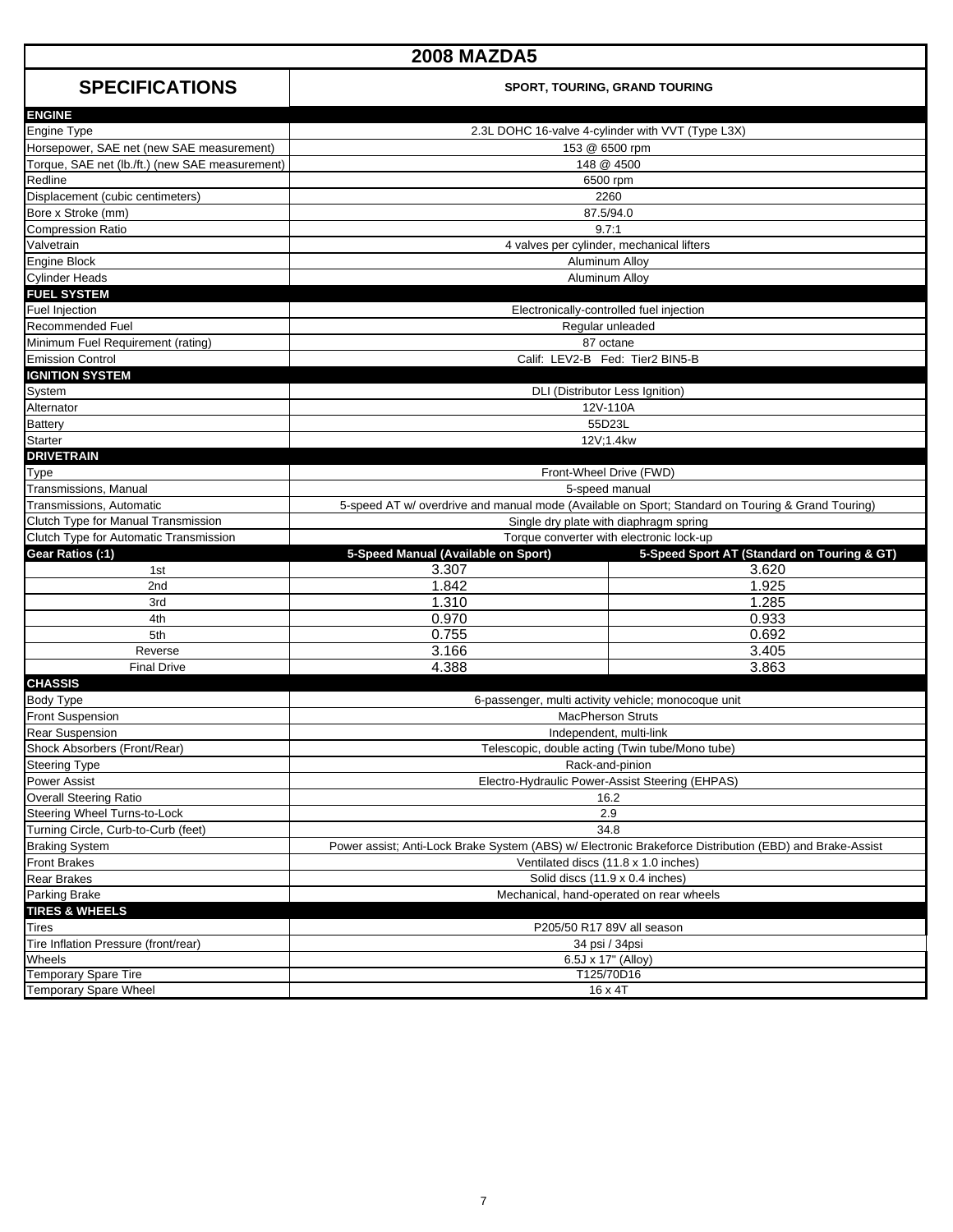# 2008 MAZDA5

| SPECIFICATIONS | SPORT, TOURING, GRAND TOURING | |
|---|---|---|
| **ENGINE** | | |
| Engine Type | 2.3L DOHC 16-valve 4-cylinder with VVT (Type L3X) | |
| Horsepower, SAE net (new SAE measurement) | 153 @ 6500 rpm | |
| Torque, SAE net (lb./ft.) (new SAE measurement) | 148 @ 4500 | |
| Redline | 6500 rpm | |
| Displacement (cubic centimeters) | 2260 | |
| Bore x Stroke (mm) | 87.5/94.0 | |
| Compression Ratio | 9.7:1 | |
| Valvetrain | 4 valves per cylinder, mechanical lifters | |
| Engine Block | Aluminum Alloy | |
| Cylinder Heads | Aluminum Alloy | |
| **FUEL SYSTEM** | | |
| Fuel Injection | Electronically-controlled fuel injection | |
| Recommended Fuel | Regular unleaded | |
| Minimum Fuel Requirement (rating) | 87 octane | |
| Emission Control | Calif: LEV2-B Fed: Tier2 BIN5-B | |
| **IGNITION SYSTEM** | | |
| System | DLI (Distributor Less Ignition) | |
| Alternator | 12V-110A | |
| Battery | 55D23L | |
| Starter | 12V;1.4kw | |
| **DRIVETRAIN** | | |
| Type | Front-Wheel Drive (FWD) | |
| Transmissions, Manual | 5-speed manual | |
| Transmissions, Automatic | 5-speed AT w/ overdrive and manual mode (Available on Sport; Standard on Touring & Grand Touring) | |
| Clutch Type for Manual Transmission | Single dry plate with diaphragm spring | |
| Clutch Type for Automatic Transmission | Torque converter with electronic lock-up | |
| **Gear Ratios (:1)** | **5-Speed Manual (Available on Sport)** | **5-Speed Sport AT (Standard on Touring & GT)** |
| 1st | 3.307 | 3.620 |
| 2nd | 1.842 | 1.925 |
| 3rd | 1.310 | 1.285 |
| 4th | 0.970 | 0.933 |
| 5th | 0.755 | 0.692 |
| Reverse | 3.166 | 3.405 |
| Final Drive | 4.388 | 3.863 |
| **CHASSIS** | | |
| Body Type | 6-passenger, multi activity vehicle; monocoque unit | |
| Front Suspension | MacPherson Struts | |
| Rear Suspension | Independent, multi-link | |
| Shock Absorbers (Front/Rear) | Telescopic, double acting (Twin tube/Mono tube) | |
| Steering Type | Rack-and-pinion | |
| Power Assist | Electro-Hydraulic Power-Assist Steering (EHPAS) | |
| Overall Steering Ratio | 16.2 | |
| Steering Wheel Turns-to-Lock | 2.9 | |
| Turning Circle, Curb-to-Curb (feet) | 34.8 | |
| Braking System | Power assist; Anti-Lock Brake System (ABS) w/ Electronic Brakeforce Distribution (EBD) and Brake-Assist | |
| Front Brakes | Ventilated discs (11.8 x 1.0 inches) | |
| Rear Brakes | Solid discs (11.9 x 0.4 inches) | |
| Parking Brake | Mechanical, hand-operated on rear wheels | |
| **TIRES & WHEELS** | | |
| Tires | P205/50 R17 89V all season | |
| Tire Inflation Pressure (front/rear) | 34 psi / 34psi | |
| Wheels | 6.5J x 17" (Alloy) | |
| Temporary Spare Tire | T125/70D16 | |
| Temporary Spare Wheel | 16 x 4T | |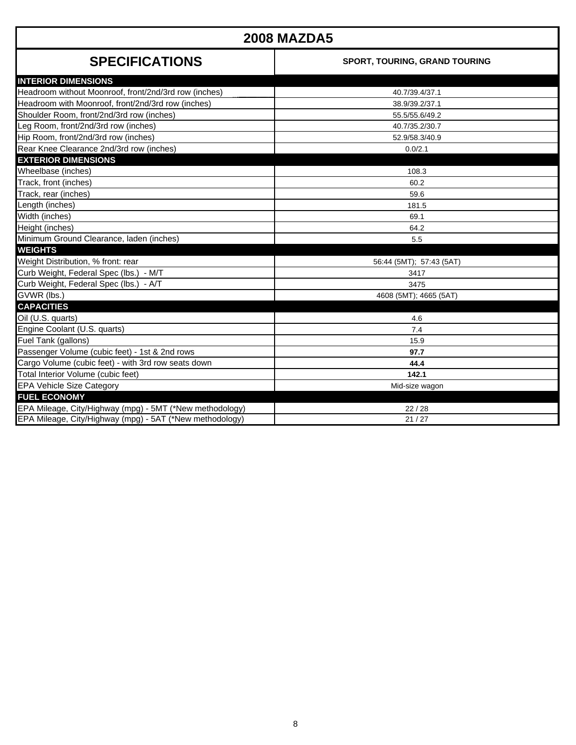# 2008 MAZDA5

| SPECIFICATIONS | SPORT, TOURING, GRAND TOURING |
|---|---|
| **INTERIOR DIMENSIONS** | |
| Headroom without Moonroof, front/2nd/3rd row (inches) | 40.7/39.4/37.1 |
| Headroom with Moonroof, front/2nd/3rd row (inches) | 38.9/39.2/37.1 |
| Shoulder Room, front/2nd/3rd row (inches) | 55.5/55.6/49.2 |
| Leg Room, front/2nd/3rd row (inches) | 40.7/35.2/30.7 |
| Hip Room, front/2nd/3rd row (inches) | 52.9/58.3/40.9 |
| Rear Knee Clearance 2nd/3rd row (inches) | 0.0/2.1 |
| **EXTERIOR DIMENSIONS** | |
| Wheelbase (inches) | 108.3 |
| Track, front (inches) | 60.2 |
| Track, rear (inches) | 59.6 |
| Length (inches) | 181.5 |
| Width (inches) | 69.1 |
| Height (inches) | 64.2 |
| Minimum Ground Clearance, laden (inches) | 5.5 |
| **WEIGHTS** | |
| Weight Distribution, % front: rear | 56:44 (5MT); 57:43 (5AT) |
| Curb Weight, Federal Spec (lbs.) - M/T | 3417 |
| Curb Weight, Federal Spec (lbs.) - A/T | 3475 |
| GVWR (lbs.) | 4608 (5MT); 4665 (5AT) |
| **CAPACITIES** | |
| Oil (U.S. quarts) | 4.6 |
| Engine Coolant (U.S. quarts) | 7.4 |
| Fuel Tank (gallons) | 15.9 |
| Passenger Volume (cubic feet) - 1st & 2nd rows | **97.7** |
| Cargo Volume (cubic feet) - with 3rd row seats down | **44.4** |
| Total Interior Volume (cubic feet) | **142.1** |
| EPA Vehicle Size Category | Mid-size wagon |
| **FUEL ECONOMY** | |
| EPA Mileage, City/Highway (mpg) - 5MT (*New methodology) | 22 / 28 |
| EPA Mileage, City/Highway (mpg) - 5AT (*New methodology) | 21 / 27 |